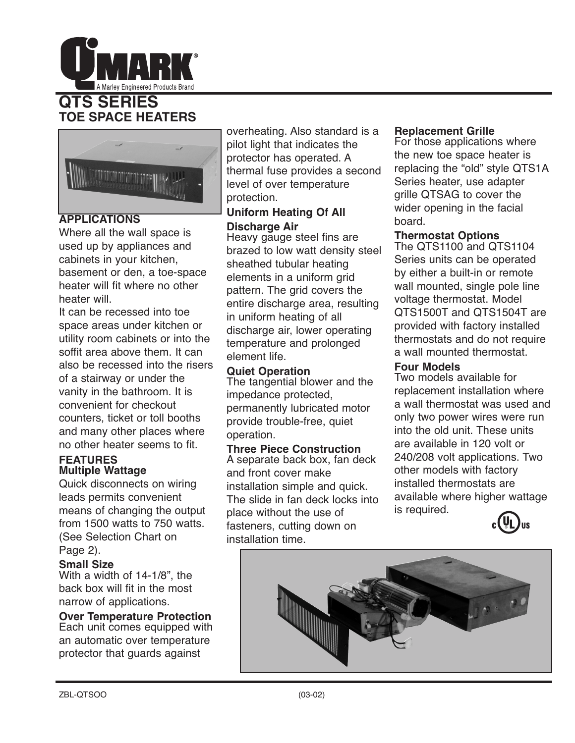# QMARK®

A Marley Engineered Products Brand

# QTS SERIES
## TOE SPACE HEATERS

### APPLICATIONS

Where all the wall space is used up by appliances and cabinets in your kitchen, basement or den, a toe-space heater will fit where no other heater will.

It can be recessed into toe space areas under kitchen or utility room cabinets or into the soffit area above them. It can also be recessed into the risers of a stairway or under the vanity in the bathroom. It is convenient for checkout counters, ticket or toll booths and many other places where no other heater seems to fit.

### FEATURES

#### Multiple Wattage

Quick disconnects on wiring leads permits convenient means of changing the output from 1500 watts to 750 watts. (See Selection Chart on Page 2).

#### Small Size

With a width of 14-1/8", the back box will fit in the most narrow of applications.

#### Over Temperature Protection

Each unit comes equipped with an automatic over temperature protector that guards against overheating. Also standard is a pilot light that indicates the protector has operated. A thermal fuse provides a second level of over temperature protection.

#### Uniform Heating Of All Discharge Air

Heavy gauge steel fins are brazed to low watt density steel sheathed tubular heating elements in a uniform grid pattern. The grid covers the entire discharge area, resulting in uniform heating of all discharge air, lower operating temperature and prolonged element life.

#### Quiet Operation

The tangential blower and the impedance protected, permanently lubricated motor provide trouble-free, quiet operation.

#### Three Piece Construction

A separate back box, fan deck and front cover make installation simple and quick. The slide in fan deck locks into place without the use of fasteners, cutting down on installation time.

#### Replacement Grille

For those applications where the new toe space heater is replacing the "old" style QTS1A Series heater, use adapter grille QTSAG to cover the wider opening in the facial board.

#### Thermostat Options

The QTS1100 and QTS1104 Series units can be operated by either a built-in or remote wall mounted, single pole line voltage thermostat. Model QTS1500T and QTS1504T are provided with factory installed thermostats and do not require a wall mounted thermostat.

#### Four Models

Two models available for replacement installation where a wall thermostat was used and only two power wires were run into the old unit. These units are available in 120 volt or 240/208 volt applications. Two other models with factory installed thermostats are available where higher wattage is required.

ZBL-QTSOO (03-02)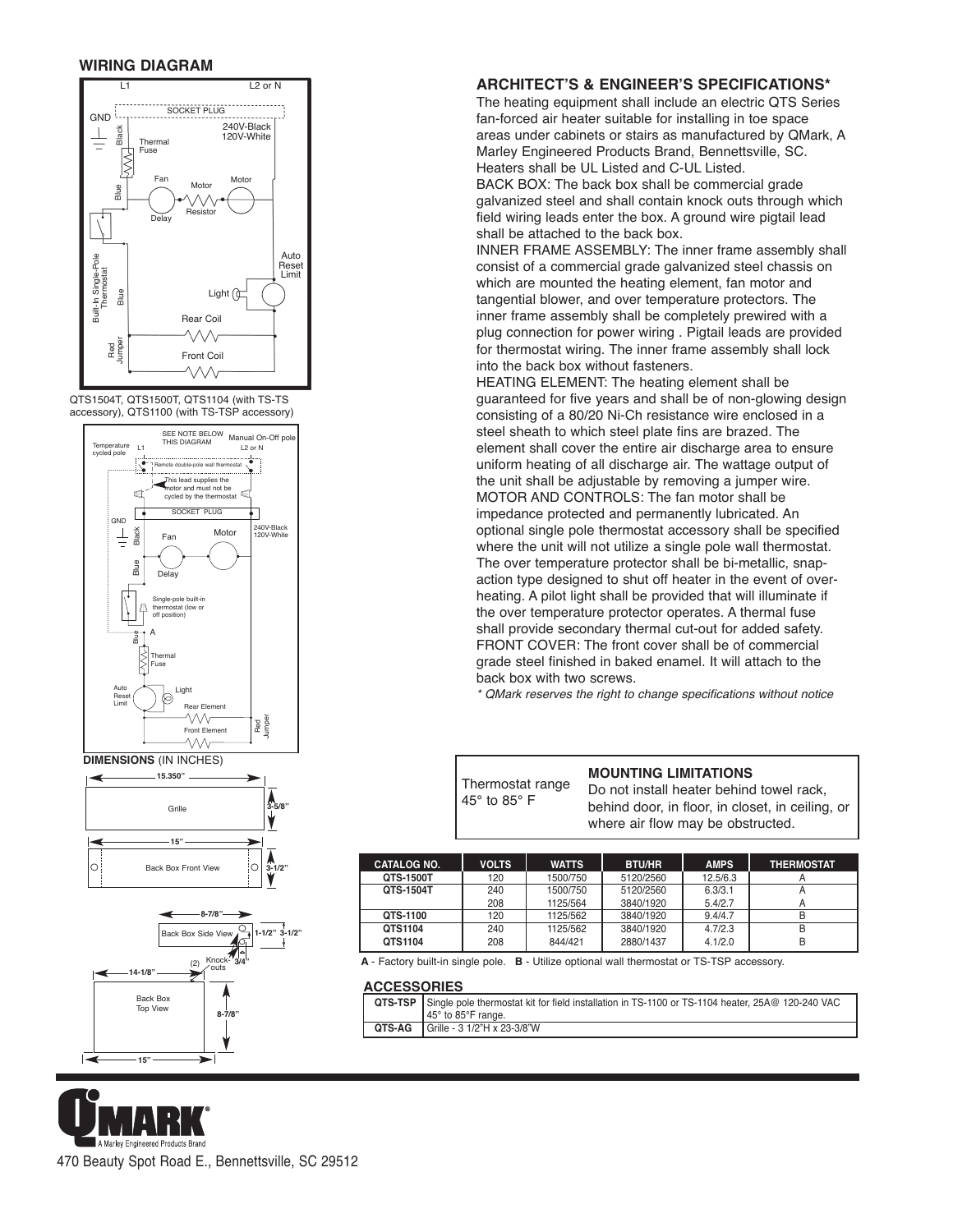## WIRING DIAGRAM

L1
L2 or N
GND
SOCKET PLUG
240V-Black
120V-White
Black
Thermal Fuse
Fan
Motor
Motor
Blue
Resistor
Delay
Built-In Single-Pole Thermostat
Blue
Auto Reset Limit
Light
Rear Coil
Red Jumper
Front Coil

QTS1504T, QTS1500T, QTS1104 (with TS-TS accessory), QTS1100 (with TS-TSP accessory)

SEE NOTE BELOW THIS DIAGRAM
Manual On-Off pole
Temperature cycled pole
L1
L2 or N
Remote double-pole wall thermostat
This lead supplies the motor and must not be cycled by the thermostat
SOCKET PLUG
GND
240V-Black
120V-White
Black
Fan
Motor
Blue
Delay
Single-pole built-in thermostat (low or off position)
Blue
A
Thermal Fuse
Auto Reset Limit
Light
Rear Element
Front Element
Red Jumper

**DIMENSIONS** (IN INCHES)

15.350"
Grille
3-5/8"
15"
Back Box Front View
3-1/2"
8-7/8"
Back Box Side View
1-1/2"
3-1/2"
3/4"
(2) Knock-outs
14-1/8"
Back Box Top View
8-7/8"
15"

## ARCHITECT'S & ENGINEER'S SPECIFICATIONS*

The heating equipment shall include an electric QTS Series fan-forced air heater suitable for installing in toe space areas under cabinets or stairs as manufactured by QMark, A Marley Engineered Products Brand, Bennettsville, SC. Heaters shall be UL Listed and C-UL Listed.

BACK BOX: The back box shall be commercial grade galvanized steel and shall contain knock outs through which field wiring leads enter the box. A ground wire pigtail lead shall be attached to the back box.

INNER FRAME ASSEMBLY: The inner frame assembly shall consist of a commercial grade galvanized steel chassis on which are mounted the heating element, fan motor and tangential blower, and over temperature protectors. The inner frame assembly shall be completely prewired with a plug connection for power wiring . Pigtail leads are provided for thermostat wiring. The inner frame assembly shall lock into the back box without fasteners.

HEATING ELEMENT: The heating element shall be guaranteed for five years and shall be of non-glowing design consisting of a 80/20 Ni-Ch resistance wire enclosed in a steel sheath to which steel plate fins are brazed. The element shall cover the entire air discharge area to ensure uniform heating of all discharge air. The wattage output of the unit shall be adjustable by removing a jumper wire.

MOTOR AND CONTROLS: The fan motor shall be impedance protected and permanently lubricated. An optional single pole thermostat accessory shall be specified where the unit will not utilize a single pole wall thermostat. The over temperature protector shall be bi-metallic, snap-action type designed to shut off heater in the event of over-heating. A pilot light shall be provided that will illuminate if the over temperature protector operates. A thermal fuse shall provide secondary thermal cut-out for added safety.

FRONT COVER: The front cover shall be of commercial grade steel finished in baked enamel. It will attach to the back box with two screws.

*\* QMark reserves the right to change specifications without notice*

Thermostat range 45° to 85° F

### MOUNTING LIMITATIONS

Do not install heater behind towel rack, behind door, in floor, in closet, in ceiling, or where air flow may be obstructed.

| CATALOG NO. | VOLTS | WATTS | BTU/HR | AMPS | THERMOSTAT |
|---|---|---|---|---|---|
| QTS-1500T | 120 | 1500/750 | 5120/2560 | 12.5/6.3 | A |
| QTS-1504T | 240 | 1500/750 | 5120/2560 | 6.3/3.1 | A |
| | 208 | 1125/564 | 3840/1920 | 5.4/2.7 | A |
| QTS-1100 | 120 | 1125/562 | 3840/1920 | 9.4/4.7 | B |
| QTS1104 | 240 | 1125/562 | 3840/1920 | 4.7/2.3 | B |
| QTS1104 | 208 | 844/421 | 2880/1437 | 4.1/2.0 | B |

**A** - Factory built-in single pole. **B** - Utilize optional wall thermostat or TS-TSP accessory.

### ACCESSORIES

| | |
|---|---|
| QTS-TSP | Single pole thermostat kit for field installation in TS-1100 or TS-1104 heater, 25A@ 120-240 VAC 45° to 85°F range. |
| QTS-AG | Grille - 3 1/2"H x 23-3/8"W |

QMARK® A Marley Engineered Products Brand

470 Beauty Spot Road E., Bennettsville, SC 29512